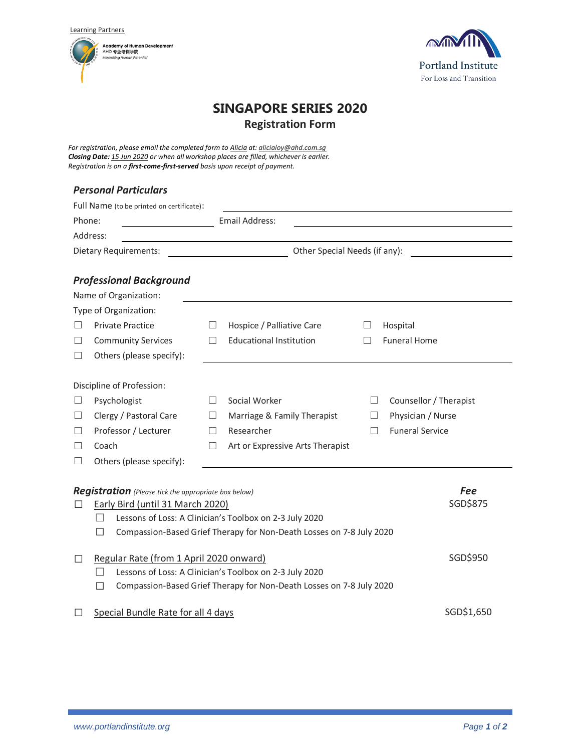Learning Partners

Academy of Human Development
AHD 专业培训学院
Maximising Human Potential

Portland Institute
For Loss and Transition

# SINGAPORE SERIES 2020

## Registration Form

*For registration, please email the completed form to Alicia at: alicialoy@ahd.com.sg*
***Closing Date:** 15 Jun 2020 or when all workshop places are filled, whichever is earlier.*
*Registration is on a **first-come-first-served** basis upon receipt of payment.*

### *Personal Particulars*

Full Name (to be printed on certificate): ____________________

Phone: ____________ Email Address: ____________________

Address: ____________________

Dietary Requirements: ____________ Other Special Needs (if any): ____________

### *Professional Background*

Name of Organization: ____________________

Type of Organization:

- ☐ Private Practice
- ☐ Hospice / Palliative Care
- ☐ Hospital
- ☐ Community Services
- ☐ Educational Institution
- ☐ Funeral Home
- ☐ Others (please specify): ____________________

Discipline of Profession:

- ☐ Psychologist
- ☐ Social Worker
- ☐ Counsellor / Therapist
- ☐ Clergy / Pastoral Care
- ☐ Marriage & Family Therapist
- ☐ Physician / Nurse
- ☐ Professor / Lecturer
- ☐ Researcher
- ☐ Funeral Service
- ☐ Coach
- ☐ Art or Expressive Arts Therapist
- ☐ Others (please specify): ____________________

### *Registration* *(Please tick the appropriate box below)*

| Registration | *Fee* |
|---|---|
| ☐ Early Bird (until 31 March 2020) | SGD$875 |
| &nbsp;&nbsp;&nbsp;&nbsp;☐ Lessons of Loss: A Clinician's Toolbox on 2-3 July 2020 | |
| &nbsp;&nbsp;&nbsp;&nbsp;☐ Compassion-Based Grief Therapy for Non-Death Losses on 7-8 July 2020 | |
| ☐ Regular Rate (from 1 April 2020 onward) | SGD$950 |
| &nbsp;&nbsp;&nbsp;&nbsp;☐ Lessons of Loss: A Clinician's Toolbox on 2-3 July 2020 | |
| &nbsp;&nbsp;&nbsp;&nbsp;☐ Compassion-Based Grief Therapy for Non-Death Losses on 7-8 July 2020 | |
| ☐ Special Bundle Rate for all 4 days | SGD$1,650 |

www.portlandinstitute.org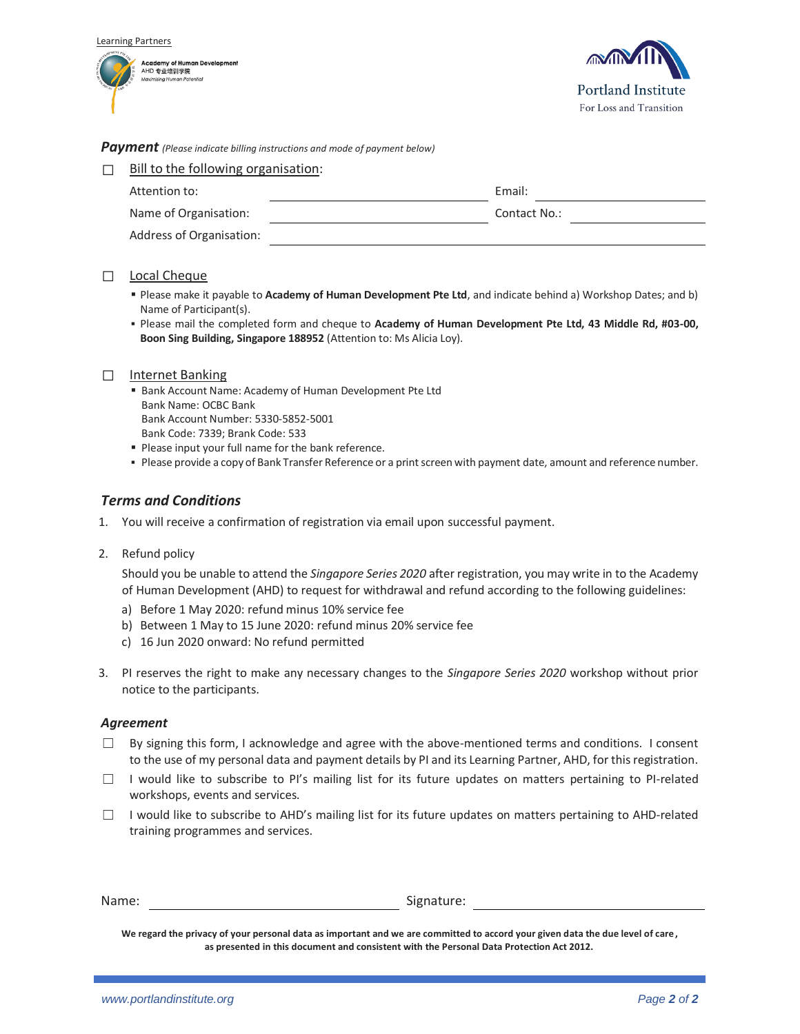Learning Partners

Academy of Human Development
AHD 专业培训学院
Maximising Human Potential

Portland Institute
For Loss and Transition

***Payment*** *(Please indicate billing instructions and mode of payment below)*

☐ Bill to the following organisation:

| | | | |
|---|---|---|---|
| Attention to: | | Email: | |
| Name of Organisation: | | Contact No.: | |
| Address of Organisation: | | | |

☐ Local Cheque

- Please make it payable to **Academy of Human Development Pte Ltd**, and indicate behind a) Workshop Dates; and b) Name of Participant(s).
- Please mail the completed form and cheque to **Academy of Human Development Pte Ltd, 43 Middle Rd, #03-00, Boon Sing Building, Singapore 188952** (Attention to: Ms Alicia Loy).

☐ Internet Banking

- Bank Account Name: Academy of Human Development Pte Ltd
  Bank Name: OCBC Bank
  Bank Account Number: 5330-5852-5001
  Bank Code: 7339; Brank Code: 533
- Please input your full name for the bank reference.
- Please provide a copy of Bank Transfer Reference or a print screen with payment date, amount and reference number.

### *Terms and Conditions*

1. You will receive a confirmation of registration via email upon successful payment.
2. Refund policy

   Should you be unable to attend the *Singapore Series 2020* after registration, you may write in to the Academy of Human Development (AHD) to request for withdrawal and refund according to the following guidelines:

   a) Before 1 May 2020: refund minus 10% service fee
   b) Between 1 May to 15 June 2020: refund minus 20% service fee
   c) 16 Jun 2020 onward: No refund permitted

3. PI reserves the right to make any necessary changes to the *Singapore Series 2020* workshop without prior notice to the participants.

### *Agreement*

☐ By signing this form, I acknowledge and agree with the above-mentioned terms and conditions. I consent to the use of my personal data and payment details by PI and its Learning Partner, AHD, for this registration.

☐ I would like to subscribe to PI's mailing list for its future updates on matters pertaining to PI-related workshops, events and services.

☐ I would like to subscribe to AHD's mailing list for its future updates on matters pertaining to AHD-related training programmes and services.

Name: ______________________ Signature: ______________________

**We regard the privacy of your personal data as important and we are committed to accord your given data the due level of care, as presented in this document and consistent with the Personal Data Protection Act 2012.**

*www.portlandinstitute.org*